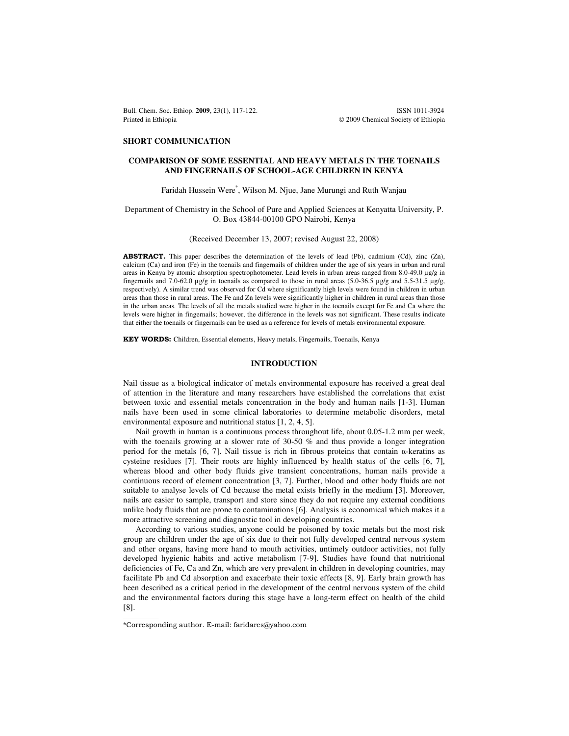**SHORT COMMUNICATION**

# COMPARISON OF SOME ESSENTIAL AND HEAVY METALS IN THE TOENAILS AND FINGERNAILS OF SCHOOL-AGE CHILDREN IN KENYA

Faridah Hussein Were*, Wilson M. Njue, Jane Murungi and Ruth Wanjau

Department of Chemistry in the School of Pure and Applied Sciences at Kenyatta University, P. O. Box 43844-00100 GPO Nairobi, Kenya

(Received December 13, 2007; revised August 22, 2008)

**ABSTRACT.** This paper describes the determination of the levels of lead (Pb), cadmium (Cd), zinc (Zn), calcium (Ca) and iron (Fe) in the toenails and fingernails of children under the age of six years in urban and rural areas in Kenya by atomic absorption spectrophotometer. Lead levels in urban areas ranged from 8.0-49.0 µg/g in fingernails and 7.0-62.0 µg/g in toenails as compared to those in rural areas (5.0-36.5 µg/g and 5.5-31.5 µg/g, respectively). A similar trend was observed for Cd where significantly high levels were found in children in urban areas than those in rural areas. The Fe and Zn levels were significantly higher in children in rural areas than those in the urban areas. The levels of all the metals studied were higher in the toenails except for Fe and Ca where the levels were higher in fingernails; however, the difference in the levels was not significant. These results indicate that either the toenails or fingernails can be used as a reference for levels of metals environmental exposure.

**KEY WORDS:** Children, Essential elements, Heavy metals, Fingernails, Toenails, Kenya

## INTRODUCTION

Nail tissue as a biological indicator of metals environmental exposure has received a great deal of attention in the literature and many researchers have established the correlations that exist between toxic and essential metals concentration in the body and human nails [1-3]. Human nails have been used in some clinical laboratories to determine metabolic disorders, metal environmental exposure and nutritional status [1, 2, 4, 5].

Nail growth in human is a continuous process throughout life, about 0.05-1.2 mm per week, with the toenails growing at a slower rate of 30-50 % and thus provide a longer integration period for the metals [6, 7]. Nail tissue is rich in fibrous proteins that contain α-keratins as cysteine residues [7]. Their roots are highly influenced by health status of the cells [6, 7], whereas blood and other body fluids give transient concentrations, human nails provide a continuous record of element concentration [3, 7]. Further, blood and other body fluids are not suitable to analyse levels of Cd because the metal exists briefly in the medium [3]. Moreover, nails are easier to sample, transport and store since they do not require any external conditions unlike body fluids that are prone to contaminations [6]. Analysis is economical which makes it a more attractive screening and diagnostic tool in developing countries.

According to various studies, anyone could be poisoned by toxic metals but the most risk group are children under the age of six due to their not fully developed central nervous system and other organs, having more hand to mouth activities, untimely outdoor activities, not fully developed hygienic habits and active metabolism [7-9]. Studies have found that nutritional deficiencies of Fe, Ca and Zn, which are very prevalent in children in developing countries, may facilitate Pb and Cd absorption and exacerbate their toxic effects [8, 9]. Early brain growth has been described as a critical period in the development of the central nervous system of the child and the environmental factors during this stage have a long-term effect on health of the child [8].

*Corresponding author. E-mail: faridares@yahoo.com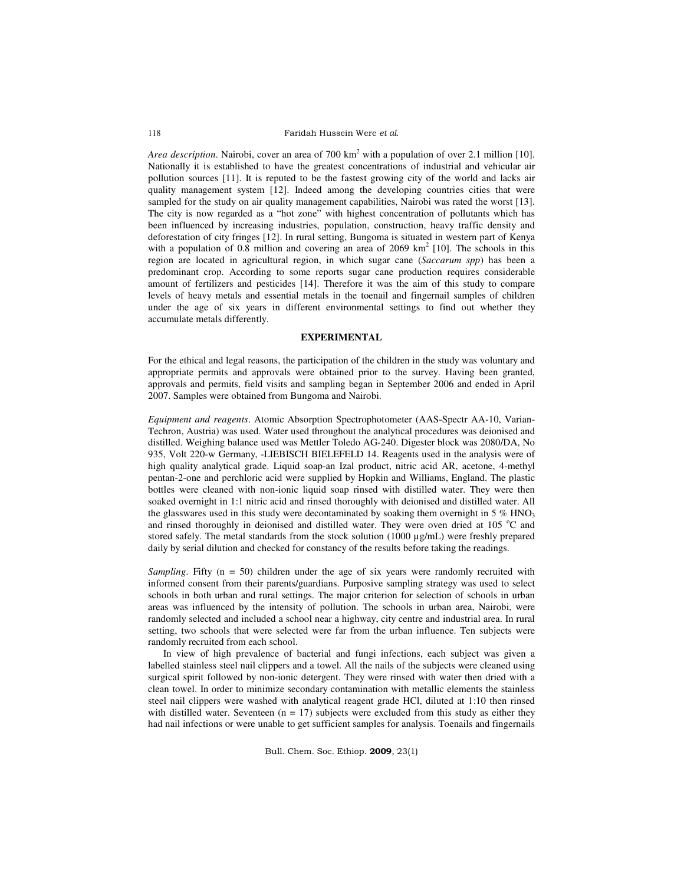*Area description*. Nairobi, cover an area of 700 $km^2$ with a population of over 2.1 million [10]. Nationally it is established to have the greatest concentrations of industrial and vehicular air pollution sources [11]. It is reputed to be the fastest growing city of the world and lacks air quality management system [12]. Indeed among the developing countries cities that were sampled for the study on air quality management capabilities, Nairobi was rated the worst [13]. The city is now regarded as a "hot zone" with highest concentration of pollutants which has been influenced by increasing industries, population, construction, heavy traffic density and deforestation of city fringes [12]. In rural setting, Bungoma is situated in western part of Kenya with a population of 0.8 million and covering an area of 2069 $km^2$ [10]. The schools in this region are located in agricultural region, in which sugar cane (*Saccarum spp*) has been a predominant crop. According to some reports sugar cane production requires considerable amount of fertilizers and pesticides [14]. Therefore it was the aim of this study to compare levels of heavy metals and essential metals in the toenail and fingernail samples of children under the age of six years in different environmental settings to find out whether they accumulate metals differently.

## EXPERIMENTAL

For the ethical and legal reasons, the participation of the children in the study was voluntary and appropriate permits and approvals were obtained prior to the survey. Having been granted, approvals and permits, field visits and sampling began in September 2006 and ended in April 2007. Samples were obtained from Bungoma and Nairobi.

*Equipment and reagents*. Atomic Absorption Spectrophotometer (AAS-Spectr AA-10, Varian-Techron, Austria) was used. Water used throughout the analytical procedures was deionised and distilled. Weighing balance used was Mettler Toledo AG-240. Digester block was 2080/DA, No 935, Volt 220-w Germany, -LIEBISCH BIELEFELD 14. Reagents used in the analysis were of high quality analytical grade. Liquid soap-an Izal product, nitric acid AR, acetone, 4-methyl pentan-2-one and perchloric acid were supplied by Hopkin and Williams, England. The plastic bottles were cleaned with non-ionic liquid soap rinsed with distilled water. They were then soaked overnight in 1:1 nitric acid and rinsed thoroughly with deionised and distilled water. All the glasswares used in this study were decontaminated by soaking them overnight in 5 % $HNO_3$ and rinsed thoroughly in deionised and distilled water. They were oven dried at 105 $^{o}C$ and stored safely. The metal standards from the stock solution (1000 µg/mL) were freshly prepared daily by serial dilution and checked for constancy of the results before taking the readings.

*Sampling*. Fifty (n = 50) children under the age of six years were randomly recruited with informed consent from their parents/guardians. Purposive sampling strategy was used to select schools in both urban and rural settings. The major criterion for selection of schools in urban areas was influenced by the intensity of pollution. The schools in urban area, Nairobi, were randomly selected and included a school near a highway, city centre and industrial area. In rural setting, two schools that were selected were far from the urban influence. Ten subjects were randomly recruited from each school.

In view of high prevalence of bacterial and fungi infections, each subject was given a labelled stainless steel nail clippers and a towel. All the nails of the subjects were cleaned using surgical spirit followed by non-ionic detergent. They were rinsed with water then dried with a clean towel. In order to minimize secondary contamination with metallic elements the stainless steel nail clippers were washed with analytical reagent grade HCl, diluted at 1:10 then rinsed with distilled water. Seventeen (n = 17) subjects were excluded from this study as either they had nail infections or were unable to get sufficient samples for analysis. Toenails and fingernails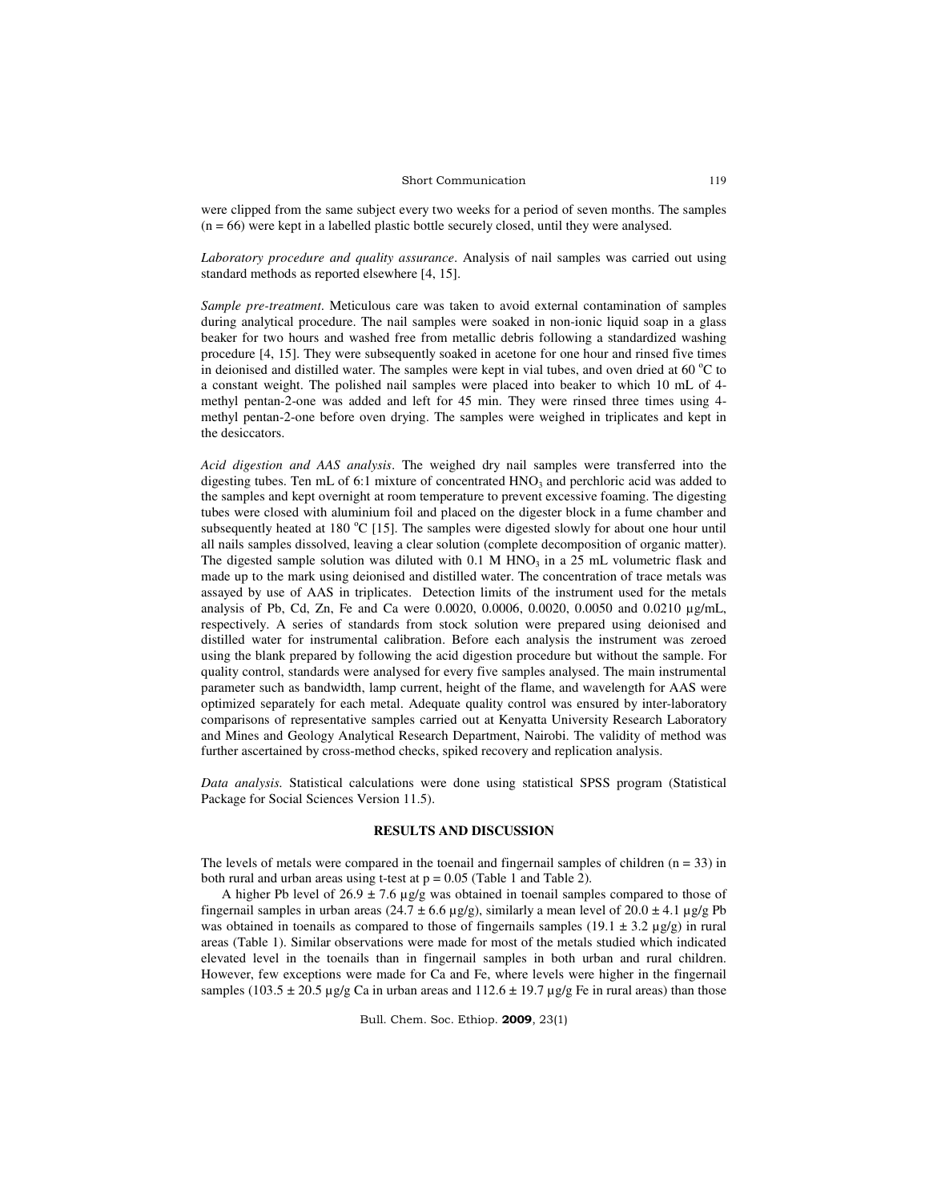were clipped from the same subject every two weeks for a period of seven months. The samples (n = 66) were kept in a labelled plastic bottle securely closed, until they were analysed.

*Laboratory procedure and quality assurance*. Analysis of nail samples was carried out using standard methods as reported elsewhere [4, 15].

*Sample pre-treatment*. Meticulous care was taken to avoid external contamination of samples during analytical procedure. The nail samples were soaked in non-ionic liquid soap in a glass beaker for two hours and washed free from metallic debris following a standardized washing procedure [4, 15]. They were subsequently soaked in acetone for one hour and rinsed five times in deionised and distilled water. The samples were kept in vial tubes, and oven dried at 60 °C to a constant weight. The polished nail samples were placed into beaker to which 10 mL of 4-methyl pentan-2-one was added and left for 45 min. They were rinsed three times using 4-methyl pentan-2-one before oven drying. The samples were weighed in triplicates and kept in the desiccators.

*Acid digestion and AAS analysis*. The weighed dry nail samples were transferred into the digesting tubes. Ten mL of 6:1 mixture of concentrated $HNO_3$ and perchloric acid was added to the samples and kept overnight at room temperature to prevent excessive foaming. The digesting tubes were closed with aluminium foil and placed on the digester block in a fume chamber and subsequently heated at 180 °C [15]. The samples were digested slowly for about one hour until all nails samples dissolved, leaving a clear solution (complete decomposition of organic matter). The digested sample solution was diluted with 0.1 M $HNO_3$ in a 25 mL volumetric flask and made up to the mark using deionised and distilled water. The concentration of trace metals was assayed by use of AAS in triplicates. Detection limits of the instrument used for the metals analysis of Pb, Cd, Zn, Fe and Ca were 0.0020, 0.0006, 0.0020, 0.0050 and 0.0210 µg/mL, respectively. A series of standards from stock solution were prepared using deionised and distilled water for instrumental calibration. Before each analysis the instrument was zeroed using the blank prepared by following the acid digestion procedure but without the sample. For quality control, standards were analysed for every five samples analysed. The main instrumental parameter such as bandwidth, lamp current, height of the flame, and wavelength for AAS were optimized separately for each metal. Adequate quality control was ensured by inter-laboratory comparisons of representative samples carried out at Kenyatta University Research Laboratory and Mines and Geology Analytical Research Department, Nairobi. The validity of method was further ascertained by cross-method checks, spiked recovery and replication analysis.

*Data analysis*. Statistical calculations were done using statistical SPSS program (Statistical Package for Social Sciences Version 11.5).

## RESULTS AND DISCUSSION

The levels of metals were compared in the toenail and fingernail samples of children (n = 33) in both rural and urban areas using t-test at p = 0.05 (Table 1 and Table 2).

A higher Pb level of 26.9 ± 7.6 µg/g was obtained in toenail samples compared to those of fingernail samples in urban areas (24.7 ± 6.6 µg/g), similarly a mean level of 20.0 ± 4.1 µg/g Pb was obtained in toenails as compared to those of fingernails samples (19.1 ± 3.2 µg/g) in rural areas (Table 1). Similar observations were made for most of the metals studied which indicated elevated level in the toenails than in fingernail samples in both urban and rural children. However, few exceptions were made for Ca and Fe, where levels were higher in the fingernail samples (103.5 ± 20.5 µg/g Ca in urban areas and 112.6 ± 19.7 µg/g Fe in rural areas) than those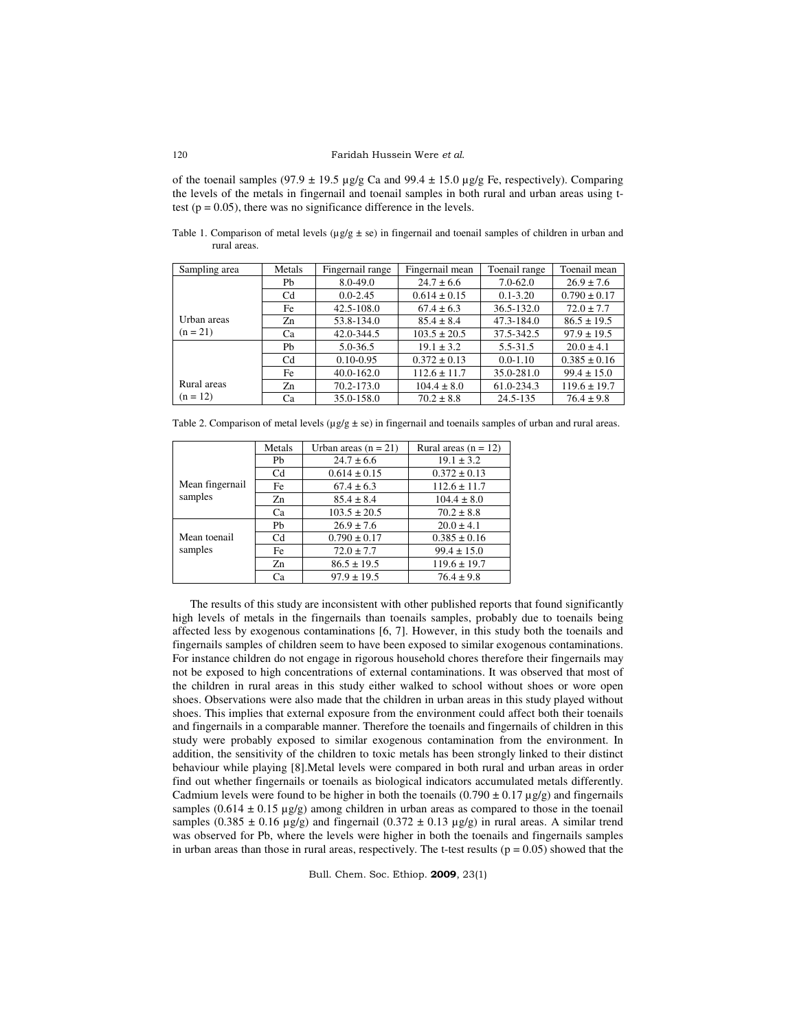of the toenail samples (97.9 ± 19.5 µg/g Ca and 99.4 ± 15.0 µg/g Fe, respectively). Comparing the levels of the metals in fingernail and toenail samples in both rural and urban areas using t-test ($p = 0.05$), there was no significance difference in the levels.

Table 1. Comparison of metal levels (µg/g ± se) in fingernail and toenail samples of children in urban and rural areas.

| Sampling area | Metals | Fingernail range | Fingernail mean | Toenail range | Toenail mean |
|---|---|---|---|---|---|
| Urban areas (n = 21) | Pb | 8.0-49.0 | 24.7 ± 6.6 | 7.0-62.0 | 26.9 ± 7.6 |
| | Cd | 0.0-2.45 | 0.614 ± 0.15 | 0.1-3.20 | 0.790 ± 0.17 |
| | Fe | 42.5-108.0 | 67.4 ± 6.3 | 36.5-132.0 | 72.0 ± 7.7 |
| | Zn | 53.8-134.0 | 85.4 ± 8.4 | 47.3-184.0 | 86.5 ± 19.5 |
| | Ca | 42.0-344.5 | 103.5 ± 20.5 | 37.5-342.5 | 97.9 ± 19.5 |
| Rural areas (n = 12) | Pb | 5.0-36.5 | 19.1 ± 3.2 | 5.5-31.5 | 20.0 ± 4.1 |
| | Cd | 0.10-0.95 | 0.372 ± 0.13 | 0.0-1.10 | 0.385 ± 0.16 |
| | Fe | 40.0-162.0 | 112.6 ± 11.7 | 35.0-281.0 | 99.4 ± 15.0 |
| | Zn | 70.2-173.0 | 104.4 ± 8.0 | 61.0-234.3 | 119.6 ± 19.7 |
| | Ca | 35.0-158.0 | 70.2 ± 8.8 | 24.5-135 | 76.4 ± 9.8 |

Table 2. Comparison of metal levels (µg/g ± se) in fingernail and toenails samples of urban and rural areas.

| | Metals | Urban areas (n = 21) | Rural areas (n = 12) |
|---|---|---|---|
| Mean fingernail samples | Pb | 24.7 ± 6.6 | 19.1 ± 3.2 |
| | Cd | 0.614 ± 0.15 | 0.372 ± 0.13 |
| | Fe | 67.4 ± 6.3 | 112.6 ± 11.7 |
| | Zn | 85.4 ± 8.4 | 104.4 ± 8.0 |
| | Ca | 103.5 ± 20.5 | 70.2 ± 8.8 |
| Mean toenail samples | Pb | 26.9 ± 7.6 | 20.0 ± 4.1 |
| | Cd | 0.790 ± 0.17 | 0.385 ± 0.16 |
| | Fe | 72.0 ± 7.7 | 99.4 ± 15.0 |
| | Zn | 86.5 ± 19.5 | 119.6 ± 19.7 |
| | Ca | 97.9 ± 19.5 | 76.4 ± 9.8 |

The results of this study are inconsistent with other published reports that found significantly high levels of metals in the fingernails than toenails samples, probably due to toenails being affected less by exogenous contaminations [6, 7]. However, in this study both the toenails and fingernails samples of children seem to have been exposed to similar exogenous contaminations. For instance children do not engage in rigorous household chores therefore their fingernails may not be exposed to high concentrations of external contaminations. It was observed that most of the children in rural areas in this study either walked to school without shoes or wore open shoes. Observations were also made that the children in urban areas in this study played without shoes. This implies that external exposure from the environment could affect both their toenails and fingernails in a comparable manner. Therefore the toenails and fingernails of children in this study were probably exposed to similar exogenous contamination from the environment. In addition, the sensitivity of the children to toxic metals has been strongly linked to their distinct behaviour while playing [8].Metal levels were compared in both rural and urban areas in order find out whether fingernails or toenails as biological indicators accumulated metals differently. Cadmium levels were found to be higher in both the toenails (0.790 ± 0.17 µg/g) and fingernails samples (0.614 ± 0.15 µg/g) among children in urban areas as compared to those in the toenail samples (0.385 ± 0.16 µg/g) and fingernail (0.372 ± 0.13 µg/g) in rural areas. A similar trend was observed for Pb, where the levels were higher in both the toenails and fingernails samples in urban areas than those in rural areas, respectively. The t-test results ($p = 0.05$) showed that the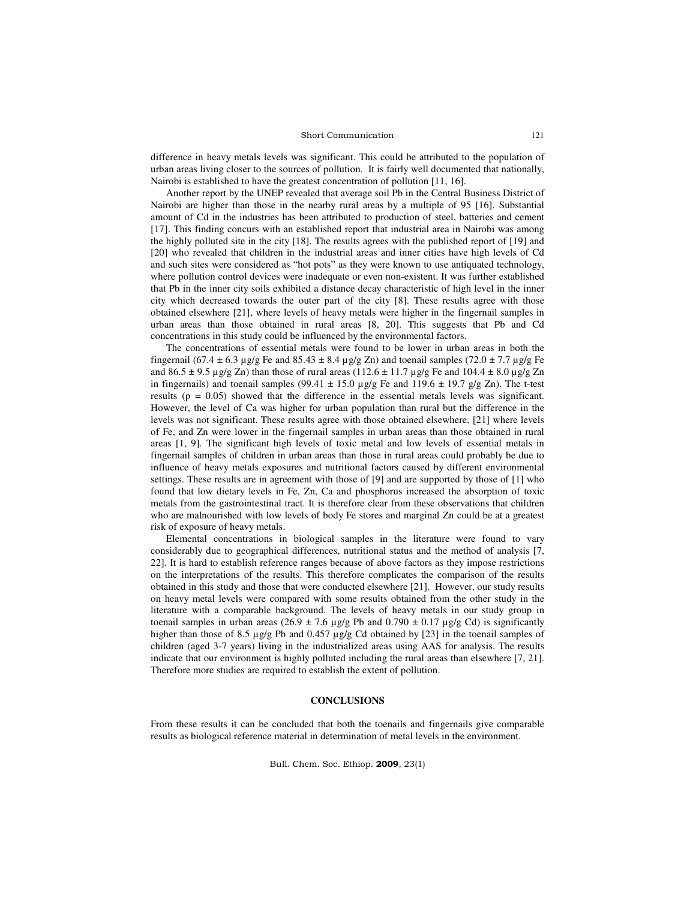difference in heavy metals levels was significant. This could be attributed to the population of urban areas living closer to the sources of pollution. It is fairly well documented that nationally, Nairobi is established to have the greatest concentration of pollution [11, 16].

Another report by the UNEP revealed that average soil Pb in the Central Business District of Nairobi are higher than those in the nearby rural areas by a multiple of 95 [16]. Substantial amount of Cd in the industries has been attributed to production of steel, batteries and cement [17]. This finding concurs with an established report that industrial area in Nairobi was among the highly polluted site in the city [18]. The results agrees with the published report of [19] and [20] who revealed that children in the industrial areas and inner cities have high levels of Cd and such sites were considered as "hot pots" as they were known to use antiquated technology, where pollution control devices were inadequate or even non-existent. It was further established that Pb in the inner city soils exhibited a distance decay characteristic of high level in the inner city which decreased towards the outer part of the city [8]. These results agree with those obtained elsewhere [21], where levels of heavy metals were higher in the fingernail samples in urban areas than those obtained in rural areas [8, 20]. This suggests that Pb and Cd concentrations in this study could be influenced by the environmental factors.

The concentrations of essential metals were found to be lower in urban areas in both the fingernail ($67.4 \pm 6.3$ µg/g Fe and $85.43 \pm 8.4$ µg/g Zn) and toenail samples ($72.0 \pm 7.7$ µg/g Fe and $86.5 \pm 9.5$ µg/g Zn) than those of rural areas ($112.6 \pm 11.7$ µg/g Fe and $104.4 \pm 8.0$ µg/g Zn in fingernails) and toenail samples ($99.41 \pm 15.0$ µg/g Fe and $119.6 \pm 19.7$ g/g Zn). The t-test results ($p = 0.05$) showed that the difference in the essential metals levels was significant. However, the level of Ca was higher for urban population than rural but the difference in the levels was not significant. These results agree with those obtained elsewhere, [21] where levels of Fe, and Zn were lower in the fingernail samples in urban areas than those obtained in rural areas [1, 9]. The significant high levels of toxic metal and low levels of essential metals in fingernail samples of children in urban areas than those in rural areas could probably be due to influence of heavy metals exposures and nutritional factors caused by different environmental settings. These results are in agreement with those of [9] and are supported by those of [1] who found that low dietary levels in Fe, Zn, Ca and phosphorus increased the absorption of toxic metals from the gastrointestinal tract. It is therefore clear from these observations that children who are malnourished with low levels of body Fe stores and marginal Zn could be at a greatest risk of exposure of heavy metals.

Elemental concentrations in biological samples in the literature were found to vary considerably due to geographical differences, nutritional status and the method of analysis [7, 22]. It is hard to establish reference ranges because of above factors as they impose restrictions on the interpretations of the results. This therefore complicates the comparison of the results obtained in this study and those that were conducted elsewhere [21]. However, our study results on heavy metal levels were compared with some results obtained from the other study in the literature with a comparable background. The levels of heavy metals in our study group in toenail samples in urban areas ($26.9 \pm 7.6$ µg/g Pb and $0.790 \pm 0.17$ µg/g Cd) is significantly higher than those of 8.5 µg/g Pb and 0.457 µg/g Cd obtained by [23] in the toenail samples of children (aged 3-7 years) living in the industrialized areas using AAS for analysis. The results indicate that our environment is highly polluted including the rural areas than elsewhere [7, 21]. Therefore more studies are required to establish the extent of pollution.

## CONCLUSIONS

From these results it can be concluded that both the toenails and fingernails give comparable results as biological reference material in determination of metal levels in the environment.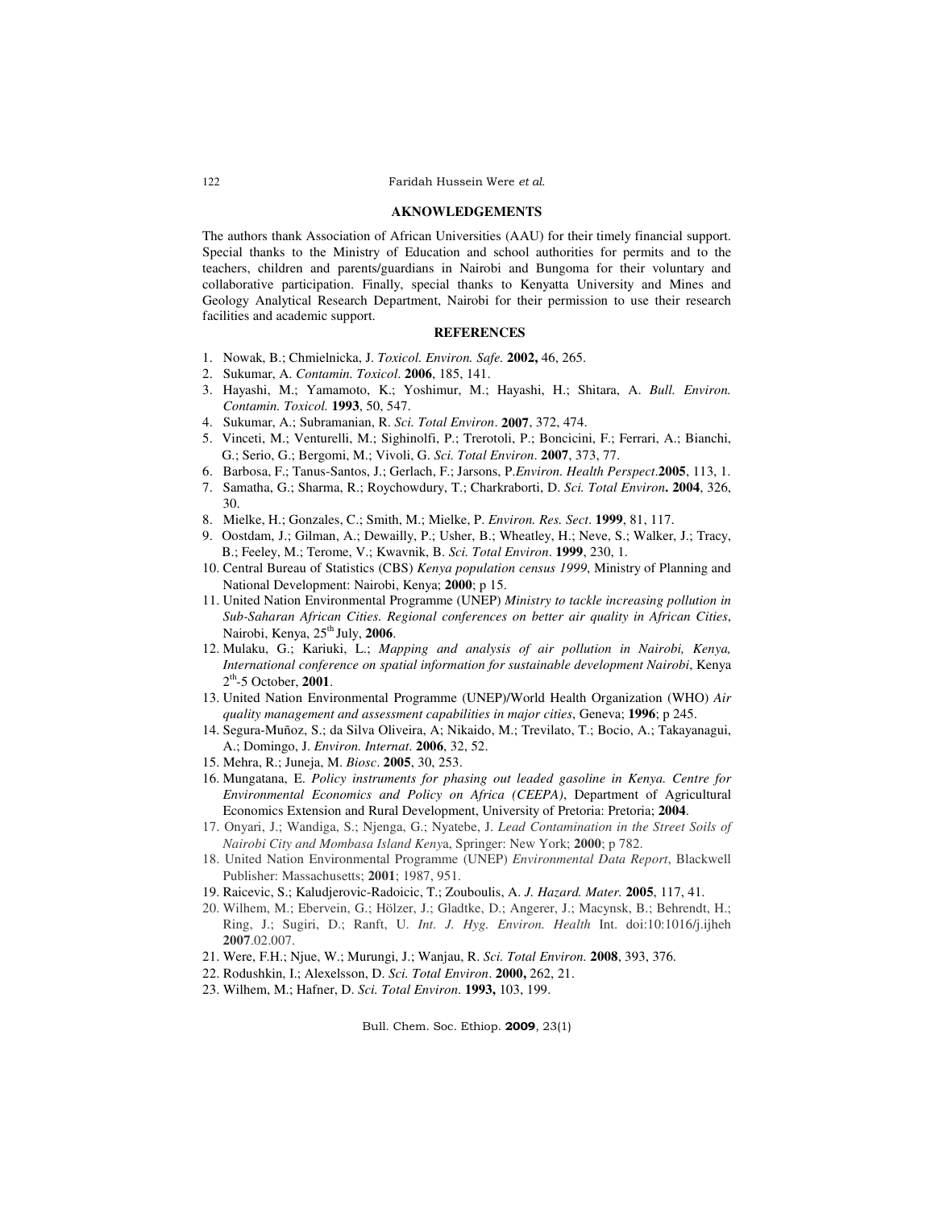## AKNOWLEDGEMENTS

The authors thank Association of African Universities (AAU) for their timely financial support. Special thanks to the Ministry of Education and school authorities for permits and to the teachers, children and parents/guardians in Nairobi and Bungoma for their voluntary and collaborative participation. Finally, special thanks to Kenyatta University and Mines and Geology Analytical Research Department, Nairobi for their permission to use their research facilities and academic support.

## REFERENCES

1. Nowak, B.; Chmielnicka, J. *Toxicol. Environ. Safe.* **2002,** 46, 265.
2. Sukumar, A. *Contamin. Toxicol*. **2006**, 185, 141.
3. Hayashi, M.; Yamamoto, K.; Yoshimur, M.; Hayashi, H.; Shitara, A. *Bull. Environ. Contamin. Toxicol.* **1993**, 50, 547.
4. Sukumar, A.; Subramanian, R. *Sci. Total Environ*. **2007**, 372, 474.
5. Vinceti, M.; Venturelli, M.; Sighinolfi, P.; Trerotoli, P.; Boncicini, F.; Ferrari, A.; Bianchi, G.; Serio, G.; Bergomi, M.; Vivoli, G. *Sci. Total Environ*. **2007**, 373, 77.
6. Barbosa, F.; Tanus-Santos, J.; Gerlach, F.; Jarsons, P.*Environ. Health Perspect.***2005**, 113, 1.
7. Samatha, G.; Sharma, R.; Roychowdury, T.; Charkraborti, D. *Sci. Total Environ***. 2004**, 326, 30.
8. Mielke, H.; Gonzales, C.; Smith, M.; Mielke, P. *Environ. Res. Sect*. **1999**, 81, 117.
9. Oostdam, J.; Gilman, A.; Dewailly, P.; Usher, B.; Wheatley, H.; Neve, S.; Walker, J.; Tracy, B.; Feeley, M.; Terome, V.; Kwavnik, B. *Sci. Total Environ*. **1999**, 230, 1.
10. Central Bureau of Statistics (CBS) *Kenya population census 1999*, Ministry of Planning and National Development: Nairobi, Kenya; **2000**; p 15.
11. United Nation Environmental Programme (UNEP) *Ministry to tackle increasing pollution in Sub-Saharan African Cities. Regional conferences on better air quality in African Cities*, Nairobi, Kenya, 25th July, **2006**.
12. Mulaku, G.; Kariuki, L.; *Mapping and analysis of air pollution in Nairobi, Kenya, International conference on spatial information for sustainable development Nairobi*, Kenya 2th-5 October, **2001**.
13. United Nation Environmental Programme (UNEP)/World Health Organization (WHO) *Air quality management and assessment capabilities in major cities*, Geneva; **1996**; p 245.
14. Segura-Muñoz, S.; da Silva Oliveira, A; Nikaido, M.; Trevilato, T.; Bocio, A.; Takayanagui, A.; Domingo, J. *Environ. Internat*. **2006**, 32, 52.
15. Mehra, R.; Juneja, M. *Biosc*. **2005**, 30, 253.
16. Mungatana, E. *Policy instruments for phasing out leaded gasoline in Kenya. Centre for Environmental Economics and Policy on Africa (CEEPA)*, Department of Agricultural Economics Extension and Rural Development, University of Pretoria: Pretoria; **2004**.
17. Onyari, J.; Wandiga, S.; Njenga, G.; Nyatebe, J. *Lead Contamination in the Street Soils of Nairobi City and Mombasa Island Kenya*, Springer: New York; **2000**; p 782.
18. United Nation Environmental Programme (UNEP) *Environmental Data Report*, Blackwell Publisher: Massachusetts; **2001**; 1987, 951.
19. Raicevic, S.; Kaludjerovic-Radoicic, T.; Zouboulis, A. *J. Hazard. Mater.* **2005**, 117, 41.
20. Wilhem, M.; Ebervein, G.; Hölzer, J.; Gladtke, D.; Angerer, J.; Macynsk, B.; Behrendt, H.; Ring, J.; Sugiri, D.; Ranft, U. *Int. J. Hyg. Environ. Health* Int. doi:10:1016/j.ijheh **2007**.02.007.
21. Were, F.H.; Njue, W.; Murungi, J.; Wanjau, R. *Sci. Total Environ.* **2008**, 393, 376.
22. Rodushkin, I.; Alexelsson, D. *Sci. Total Environ*. **2000,** 262, 21.
23. Wilhem, M.; Hafner, D. *Sci. Total Environ*. **1993,** 103, 199.